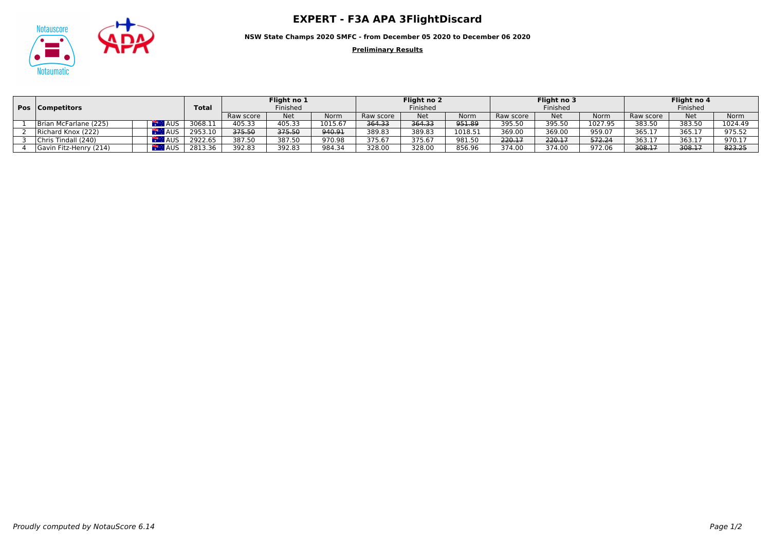# EXPERT - F3A APA 3FlightDiscard

**NSW State Champs 2020 SMFC - from December 05 2020 to December 06 2020**

**Preliminary Results**

| Pos | Competitors | | Total | Flight no 1 Finished | | | Flight no 2 Finished | | | Flight no 3 Finished | | | Flight no 4 Finished | | |
|---|---|---|---|---|---|---|---|---|---|---|---|---|---|---|---|
| | | | | Raw score | Net | Norm | Raw score | Net | Norm | Raw score | Net | Norm | Raw score | Net | Norm |
| 1 | Brian McFarlane (225) | AUS | 3068.11 | 405.33 | 405.33 | 1015.67 | ~~364.33~~ | ~~364.33~~ | ~~951.89~~ | 395.50 | 395.50 | 1027.95 | 383.50 | 383.50 | 1024.49 |
| 2 | Richard Knox (222) | AUS | 2953.10 | ~~375.50~~ | ~~375.50~~ | ~~940.91~~ | 389.83 | 389.83 | 1018.51 | 369.00 | 369.00 | 959.07 | 365.17 | 365.17 | 975.52 |
| 3 | Chris Tindall (240) | AUS | 2922.65 | 387.50 | 387.50 | 970.98 | 375.67 | 375.67 | 981.50 | ~~220.17~~ | ~~220.17~~ | ~~572.24~~ | 363.17 | 363.17 | 970.17 |
| 4 | Gavin Fitz-Henry (214) | AUS | 2813.36 | 392.83 | 392.83 | 984.34 | 328.00 | 328.00 | 856.96 | 374.00 | 374.00 | 972.06 | ~~308.17~~ | ~~308.17~~ | ~~823.25~~ |

*Proudly computed by NotauScore 6.14*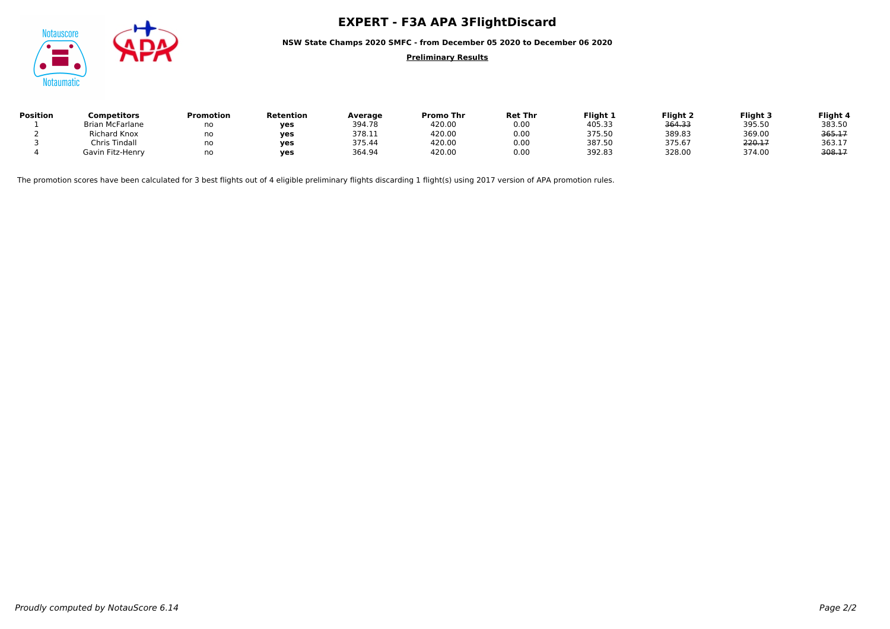# EXPERT - F3A APA 3FlightDiscard

**NSW State Champs 2020 SMFC - from December 05 2020 to December 06 2020**

**Preliminary Results**

| Position | Competitors | Promotion | Retention | Average | Promo Thr | Ret Thr | Flight 1 | Flight 2 | Flight 3 | Flight 4 |
|---|---|---|---|---|---|---|---|---|---|---|
| 1 | Brian McFarlane | no | **yes** | 394.78 | 420.00 | 0.00 | 405.33 | ~~364.33~~ | 395.50 | 383.50 |
| 2 | Richard Knox | no | **yes** | 378.11 | 420.00 | 0.00 | 375.50 | 389.83 | 369.00 | ~~365.17~~ |
| 3 | Chris Tindall | no | **yes** | 375.44 | 420.00 | 0.00 | 387.50 | 375.67 | ~~220.17~~ | 363.17 |
| 4 | Gavin Fitz-Henry | no | **yes** | 364.94 | 420.00 | 0.00 | 392.83 | 328.00 | 374.00 | ~~308.17~~ |

The promotion scores have been calculated for 3 best flights out of 4 eligible preliminary flights discarding 1 flight(s) using 2017 version of APA promotion rules.

*Proudly computed by NotauScore 6.14*